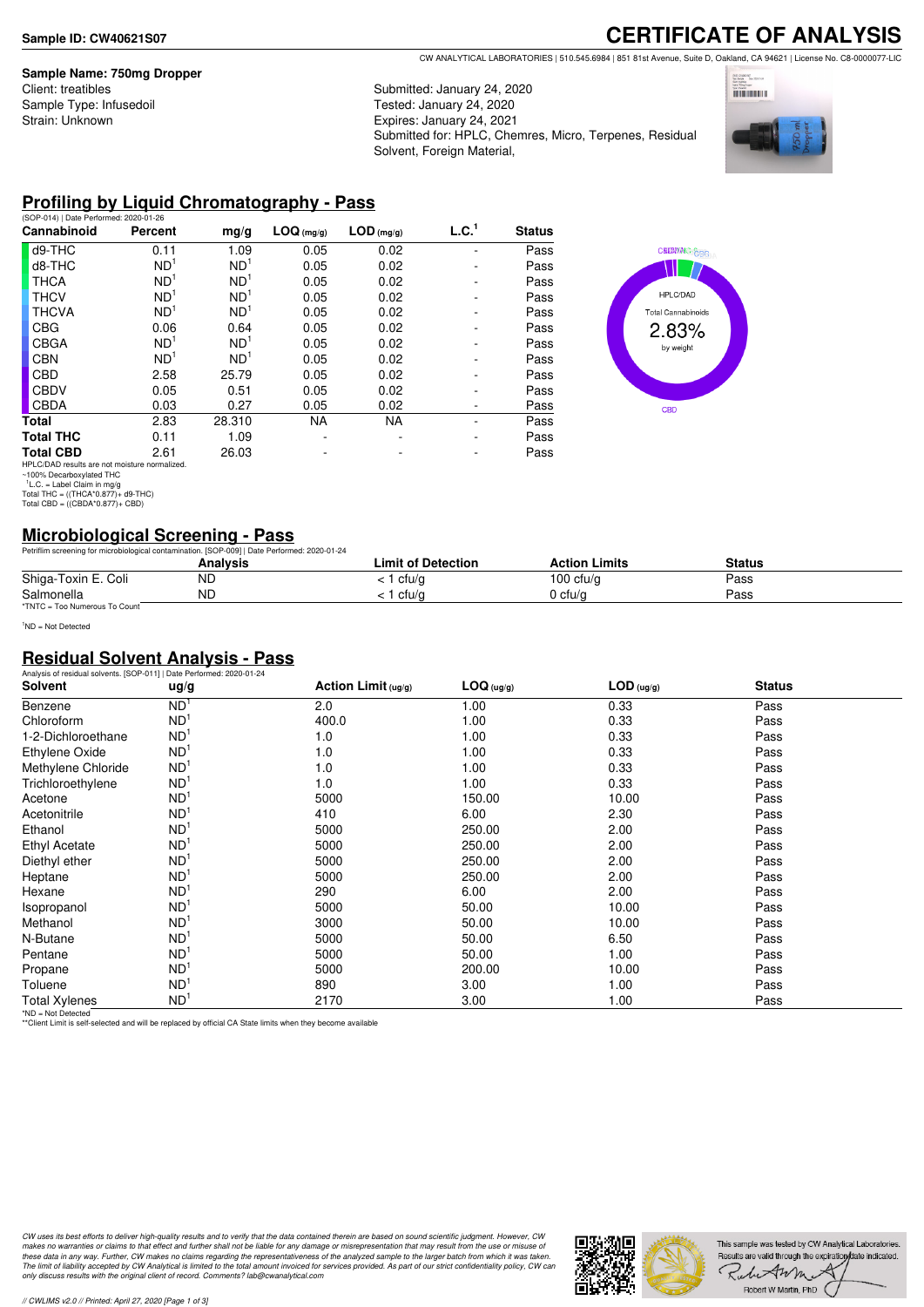**Sample ID: CW40621S07**

# CERTIFICATE OF ANALYSIS

CW ANALYTICAL LABORATORIES | 510.545.6984 | 851 81st Avenue, Suite D, Oakland, CA 94621 | License No. C8-0000077-LIC

**Sample Name: 750mg Dropper**
Client: treatibles
Sample Type: Infusedoil
Strain: Unknown

Submitted: January 24, 2020
Tested: January 24, 2020
Expires: January 24, 2021
Submitted for: HPLC, Chemres, Micro, Terpenes, Residual Solvent, Foreign Material,

## Profiling by Liquid Chromatography - Pass

(SOP-014) | Date Performed: 2020-01-26

| Cannabinoid | Percent | mg/g | LOQ (mg/g) | LOD (mg/g) | L.C.[1] | Status |
|---|---|---|---|---|---|---|
| d9-THC | 0.11 | 1.09 | 0.05 | 0.02 | - | Pass |
| d8-THC | ND[1] | ND[1] | 0.05 | 0.02 | - | Pass |
| THCA | ND[1] | ND[1] | 0.05 | 0.02 | - | Pass |
| THCV | ND[1] | ND[1] | 0.05 | 0.02 | - | Pass |
| THCVA | ND[1] | ND[1] | 0.05 | 0.02 | - | Pass |
| CBG | 0.06 | 0.64 | 0.05 | 0.02 | - | Pass |
| CBGA | ND[1] | ND[1] | 0.05 | 0.02 | - | Pass |
| CBN | ND[1] | ND[1] | 0.05 | 0.02 | - | Pass |
| CBD | 2.58 | 25.79 | 0.05 | 0.02 | - | Pass |
| CBDV | 0.05 | 0.51 | 0.05 | 0.02 | - | Pass |
| CBDA | 0.03 | 0.27 | 0.05 | 0.02 | - | Pass |
| **Total** | 2.83 | 28.310 | NA | NA | - | Pass |
| **Total THC** | 0.11 | 1.09 | - | - | - | Pass |
| **Total CBD** | 2.61 | 26.03 | - | - | - | Pass |

HPLC/DAD results are not moisture normalized.
~100% Decarboxylated THC
[1]L.C. = Label Claim in mg/g
Total THC = ((THCA*0.877)+ d9-THC)
Total CBD = ((CBDA*0.877)+ CBD)

HPLC/DAD
Total Cannabinoids
2.83%
by weight

## Microbiological Screening - Pass

Petrifilm screening for microbiological contamination. [SOP-009] | Date Performed: 2020-01-24

| | Analysis | Limit of Detection | Action Limits | Status |
|---|---|---|---|---|
| Shiga-Toxin E. Coli | ND | < 1 cfu/g | 100 cfu/g | Pass |
| Salmonella | ND | < 1 cfu/g | 0 cfu/g | Pass |

*TNTC = Too Numerous To Count

[1]ND = Not Detected

## Residual Solvent Analysis - Pass

Analysis of residual solvents. [SOP-011] | Date Performed: 2020-01-24

| Solvent | ug/g | Action Limit (ug/g) | LOQ (ug/g) | LOD (ug/g) | Status |
|---|---|---|---|---|---|
| Benzene | ND[1] | 2.0 | 1.00 | 0.33 | Pass |
| Chloroform | ND[1] | 400.0 | 1.00 | 0.33 | Pass |
| 1-2-Dichloroethane | ND[1] | 1.0 | 1.00 | 0.33 | Pass |
| Ethylene Oxide | ND[1] | 1.0 | 1.00 | 0.33 | Pass |
| Methylene Chloride | ND[1] | 1.0 | 1.00 | 0.33 | Pass |
| Trichloroethylene | ND[1] | 1.0 | 1.00 | 0.33 | Pass |
| Acetone | ND[1] | 5000 | 150.00 | 10.00 | Pass |
| Acetonitrile | ND[1] | 410 | 6.00 | 2.30 | Pass |
| Ethanol | ND[1] | 5000 | 250.00 | 2.00 | Pass |
| Ethyl Acetate | ND[1] | 5000 | 250.00 | 2.00 | Pass |
| Diethyl ether | ND[1] | 5000 | 250.00 | 2.00 | Pass |
| Heptane | ND[1] | 5000 | 250.00 | 2.00 | Pass |
| Hexane | ND[1] | 290 | 6.00 | 2.00 | Pass |
| Isopropanol | ND[1] | 5000 | 50.00 | 10.00 | Pass |
| Methanol | ND[1] | 3000 | 50.00 | 10.00 | Pass |
| N-Butane | ND[1] | 5000 | 50.00 | 6.50 | Pass |
| Pentane | ND[1] | 5000 | 50.00 | 1.00 | Pass |
| Propane | ND[1] | 5000 | 200.00 | 10.00 | Pass |
| Toluene | ND[1] | 890 | 3.00 | 1.00 | Pass |
| Total Xylenes | ND[1] | 2170 | 3.00 | 1.00 | Pass |

*ND = Not Detected
**Client Limit is self-selected and will be replaced by official CA State limits when they become available

*CW uses its best efforts to deliver high-quality results and to verify that the data contained therein are based on sound scientific judgment. However, CW makes no warranties or claims to that effect and further shall not be liable for any damage or misrepresentation that may result from the use or misuse of these data in any way. Further, CW makes no claims regarding the representativeness of the analyzed sample to the larger batch from which it was taken. The limit of liability accepted by CW Analytical is limited to the total amount invoiced for services provided. As part of our strict confidentiality policy, CW can only discuss results with the original client of record. Comments? lab@cwanalytical.com*

This sample was tested by CW Analytical Laboratories. Results are valid through the expiration date indicated.
Robert W Martin, PhD

// CWLIMS v2.0 // Printed: April 27, 2020 [Page 1 of 3]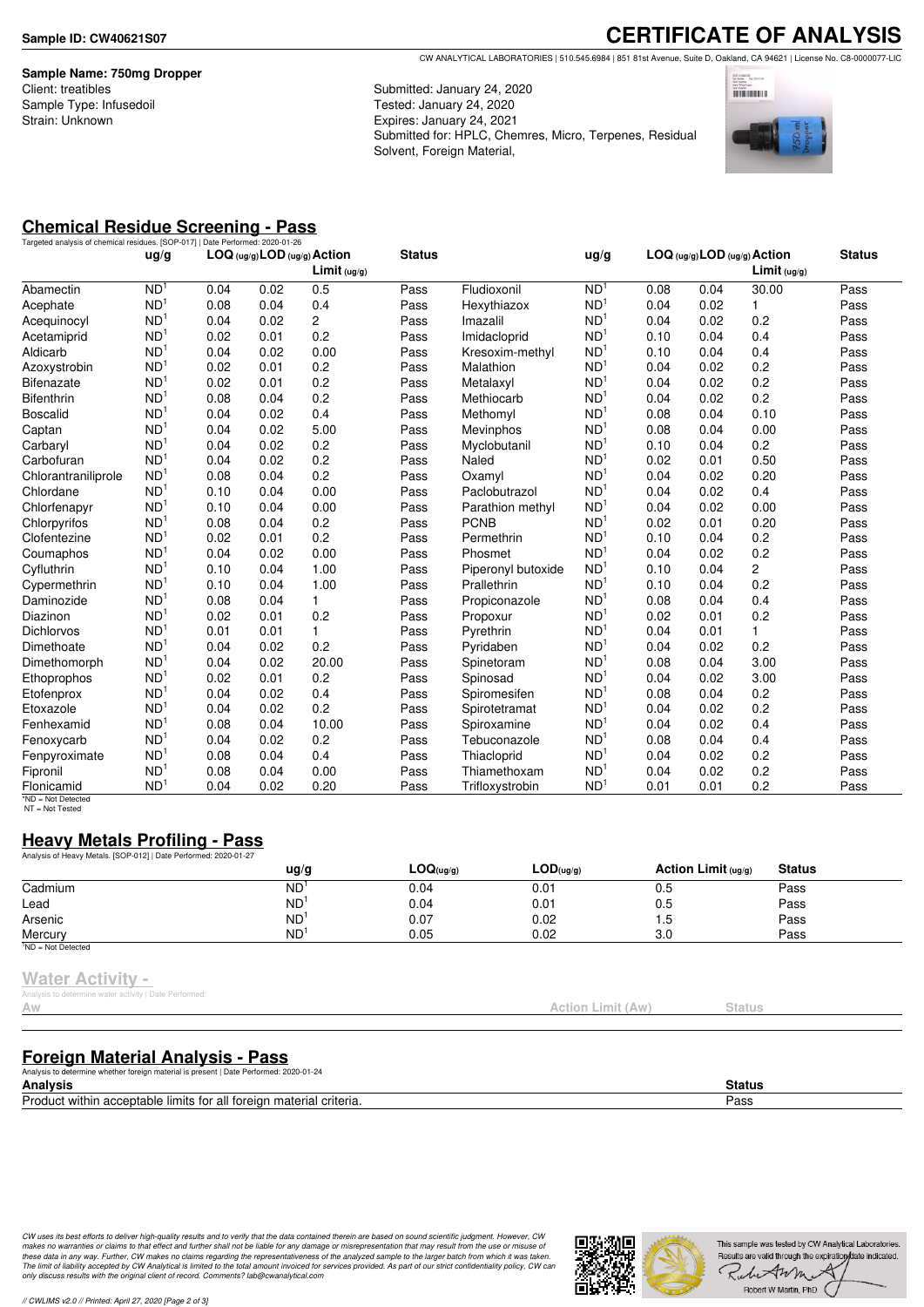**Sample ID: CW40621S07**

# CERTIFICATE OF ANALYSIS

CW ANALYTICAL LABORATORIES | 510.545.6984 | 851 81st Avenue, Suite D, Oakland, CA 94621 | License No. C8-0000077-LIC

**Sample Name: 750mg Dropper**
Client: treatibles
Sample Type: Infusedoil
Strain: Unknown

Submitted: January 24, 2020
Tested: January 24, 2020
Expires: January 24, 2021
Submitted for: HPLC, Chemres, Micro, Terpenes, Residual Solvent, Foreign Material,

## Chemical Residue Screening - Pass

Targeted analysis of chemical residues. [SOP-017] | Date Performed: 2020-01-26

| | ug/g | LOQ (ug/g) | LOD (ug/g) | Action Limit (ug/g) | Status | | ug/g | LOQ (ug/g) | LOD (ug/g) | Action Limit (ug/g) | Status |
|---|---|---|---|---|---|---|---|---|---|---|---|
| Abamectin | ND[1] | 0.04 | 0.02 | 0.5 | Pass | Fludioxonil | ND[1] | 0.08 | 0.04 | 30.00 | Pass |
| Acephate | ND[1] | 0.08 | 0.04 | 0.4 | Pass | Hexythiazox | ND[1] | 0.04 | 0.02 | 1 | Pass |
| Acequinocyl | ND[1] | 0.04 | 0.02 | 2 | Pass | Imazalil | ND[1] | 0.04 | 0.02 | 0.2 | Pass |
| Acetamiprid | ND[1] | 0.02 | 0.01 | 0.2 | Pass | Imidacloprid | ND[1] | 0.10 | 0.04 | 0.4 | Pass |
| Aldicarb | ND[1] | 0.04 | 0.02 | 0.00 | Pass | Kresoxim-methyl | ND[1] | 0.10 | 0.04 | 0.4 | Pass |
| Azoxystrobin | ND[1] | 0.02 | 0.01 | 0.2 | Pass | Malathion | ND[1] | 0.04 | 0.02 | 0.2 | Pass |
| Bifenazate | ND[1] | 0.02 | 0.01 | 0.2 | Pass | Metalaxyl | ND[1] | 0.04 | 0.02 | 0.2 | Pass |
| Bifenthrin | ND[1] | 0.08 | 0.04 | 0.2 | Pass | Methiocarb | ND[1] | 0.04 | 0.02 | 0.2 | Pass |
| Boscalid | ND[1] | 0.04 | 0.02 | 0.4 | Pass | Methomyl | ND[1] | 0.08 | 0.04 | 0.10 | Pass |
| Captan | ND[1] | 0.04 | 0.02 | 5.00 | Pass | Mevinphos | ND[1] | 0.08 | 0.04 | 0.00 | Pass |
| Carbaryl | ND[1] | 0.04 | 0.02 | 0.2 | Pass | Myclobutanil | ND[1] | 0.10 | 0.04 | 0.2 | Pass |
| Carbofuran | ND[1] | 0.04 | 0.02 | 0.2 | Pass | Naled | ND[1] | 0.02 | 0.01 | 0.50 | Pass |
| Chlorantraniliprole | ND[1] | 0.08 | 0.04 | 0.2 | Pass | Oxamyl | ND[1] | 0.04 | 0.02 | 0.20 | Pass |
| Chlordane | ND[1] | 0.10 | 0.04 | 0.00 | Pass | Paclobutrazol | ND[1] | 0.04 | 0.02 | 0.4 | Pass |
| Chlorfenapyr | ND[1] | 0.10 | 0.04 | 0.00 | Pass | Parathion methyl | ND[1] | 0.04 | 0.02 | 0.00 | Pass |
| Chlorpyrifos | ND[1] | 0.08 | 0.04 | 0.2 | Pass | PCNB | ND[1] | 0.02 | 0.01 | 0.20 | Pass |
| Clofentezine | ND[1] | 0.02 | 0.01 | 0.2 | Pass | Permethrin | ND[1] | 0.10 | 0.04 | 0.2 | Pass |
| Coumaphos | ND[1] | 0.04 | 0.02 | 0.00 | Pass | Phosmet | ND[1] | 0.04 | 0.02 | 0.2 | Pass |
| Cyfluthrin | ND[1] | 0.10 | 0.04 | 1.00 | Pass | Piperonyl butoxide | ND[1] | 0.10 | 0.04 | 2 | Pass |
| Cypermethrin | ND[1] | 0.10 | 0.04 | 1.00 | Pass | Prallethrin | ND[1] | 0.10 | 0.04 | 0.2 | Pass |
| Daminozide | ND[1] | 0.08 | 0.04 | 1 | Pass | Propiconazole | ND[1] | 0.08 | 0.04 | 0.4 | Pass |
| Diazinon | ND[1] | 0.02 | 0.01 | 0.2 | Pass | Propoxur | ND[1] | 0.02 | 0.01 | 0.2 | Pass |
| Dichlorvos | ND[1] | 0.01 | 0.01 | 1 | Pass | Pyrethrin | ND[1] | 0.04 | 0.01 | 1 | Pass |
| Dimethoate | ND[1] | 0.04 | 0.02 | 0.2 | Pass | Pyridaben | ND[1] | 0.04 | 0.02 | 0.2 | Pass |
| Dimethomorph | ND[1] | 0.04 | 0.02 | 20.00 | Pass | Spinetoram | ND[1] | 0.08 | 0.04 | 3.00 | Pass |
| Ethoprophos | ND[1] | 0.02 | 0.01 | 0.2 | Pass | Spinosad | ND[1] | 0.04 | 0.02 | 3.00 | Pass |
| Etofenprox | ND[1] | 0.04 | 0.02 | 0.4 | Pass | Spiromesifen | ND[1] | 0.08 | 0.04 | 0.2 | Pass |
| Etoxazole | ND[1] | 0.04 | 0.02 | 0.2 | Pass | Spirotetramat | ND[1] | 0.04 | 0.02 | 0.2 | Pass |
| Fenhexamid | ND[1] | 0.08 | 0.04 | 10.00 | Pass | Spiroxamine | ND[1] | 0.04 | 0.02 | 0.4 | Pass |
| Fenoxycarb | ND[1] | 0.04 | 0.02 | 0.2 | Pass | Tebuconazole | ND[1] | 0.08 | 0.04 | 0.4 | Pass |
| Fenpyroximate | ND[1] | 0.08 | 0.04 | 0.4 | Pass | Thiacloprid | ND[1] | 0.04 | 0.02 | 0.2 | Pass |
| Fipronil | ND[1] | 0.08 | 0.04 | 0.00 | Pass | Thiamethoxam | ND[1] | 0.04 | 0.02 | 0.2 | Pass |
| Flonicamid | ND[1] | 0.04 | 0.02 | 0.20 | Pass | Trifloxystrobin | ND[1] | 0.01 | 0.01 | 0.2 | Pass |

[1]ND = Not Detected
NT = Not Tested

## Heavy Metals Profiling - Pass

Analysis of Heavy Metals. [SOP-012] | Date Performed: 2020-01-27

| | ug/g | LOQ(ug/g) | LOD(ug/g) | Action Limit (ug/g) | Status |
|---|---|---|---|---|---|
| Cadmium | ND[1] | 0.04 | 0.01 | 0.5 | Pass |
| Lead | ND[1] | 0.04 | 0.01 | 0.5 | Pass |
| Arsenic | ND[1] | 0.07 | 0.02 | 1.5 | Pass |
| Mercury | ND[1] | 0.05 | 0.02 | 3.0 | Pass |

[1]ND = Not Detected

## Water Activity -

Analysis to determine water activity | Date Performed:

| Aw | Action Limit (Aw) | Status |
|---|---|---|

## Foreign Material Analysis - Pass

Analysis to determine whether foreign material is present | Date Performed: 2020-01-24

| Analysis | Status |
|---|---|
| Product within acceptable limits for all foreign material criteria. | Pass |

*CW uses its best efforts to deliver high-quality results and to verify that the data contained therein are based on sound scientific judgment. However, CW makes no warranties or claims to that effect and further shall not be liable for any damage or misrepresentation that may result from the use or misuse of these data in any way. Further, CW makes no claims regarding the representativeness of the analyzed sample to the larger batch from which it was taken. The limit of liability accepted by CW Analytical is limited to the total amount invoiced for services provided. As part of our strict confidentiality policy, CW can only discuss results with the original client of record. Comments? lab@cwanalytical.com*

This sample was tested by CW Analytical Laboratories. Results are valid through the expiration date indicated.

Robert W Martin, PhD

// CWLIMS v2.0 // Printed: April 27, 2020 [Page 2 of 3]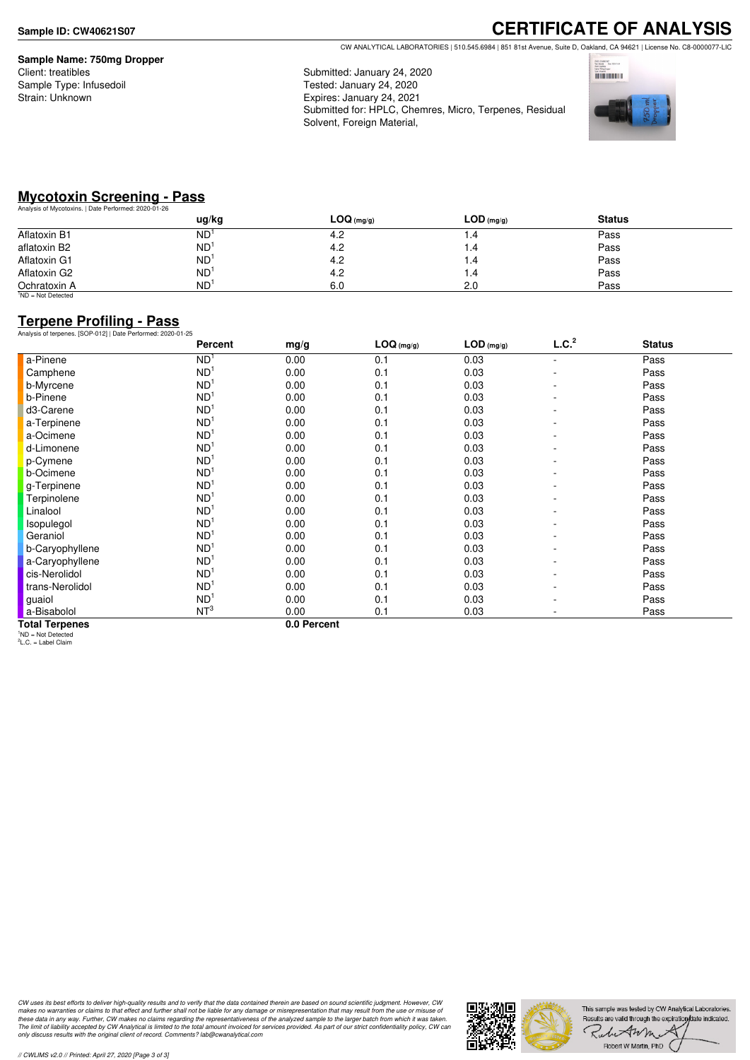**Sample ID: CW40621S07**

# CERTIFICATE OF ANALYSIS

CW ANALYTICAL LABORATORIES | 510.545.6984 | 851 81st Avenue, Suite D, Oakland, CA 94621 | License No. C8-0000077-LIC

**Sample Name: 750mg Dropper**
Client: treatibles
Sample Type: Infusedoil
Strain: Unknown

Submitted: January 24, 2020
Tested: January 24, 2020
Expires: January 24, 2021
Submitted for: HPLC, Chemres, Micro, Terpenes, Residual Solvent, Foreign Material,

## Mycotoxin Screening - Pass

Analysis of Mycotoxins. | Date Performed: 2020-01-26

| | ug/kg | LOQ (mg/g) | LOD (mg/g) | Status |
|---|---|---|---|---|
| Aflatoxin B1 | ND[1] | 4.2 | 1.4 | Pass |
| aflatoxin B2 | ND[1] | 4.2 | 1.4 | Pass |
| Aflatoxin G1 | ND[1] | 4.2 | 1.4 | Pass |
| Aflatoxin G2 | ND[1] | 4.2 | 1.4 | Pass |
| Ochratoxin A | ND[1] | 6.0 | 2.0 | Pass |

[1]ND = Not Detected

## Terpene Profiling - Pass

Analysis of terpenes. [SOP-012] | Date Performed: 2020-01-25

| | Percent | mg/g | LOQ (mg/g) | LOD (mg/g) | L.C.[2] | Status |
|---|---|---|---|---|---|---|
| a-Pinene | ND[1] | 0.00 | 0.1 | 0.03 | - | Pass |
| Camphene | ND[1] | 0.00 | 0.1 | 0.03 | - | Pass |
| b-Myrcene | ND[1] | 0.00 | 0.1 | 0.03 | - | Pass |
| b-Pinene | ND[1] | 0.00 | 0.1 | 0.03 | - | Pass |
| d3-Carene | ND[1] | 0.00 | 0.1 | 0.03 | - | Pass |
| a-Terpinene | ND[1] | 0.00 | 0.1 | 0.03 | - | Pass |
| a-Ocimene | ND[1] | 0.00 | 0.1 | 0.03 | - | Pass |
| d-Limonene | ND[1] | 0.00 | 0.1 | 0.03 | - | Pass |
| p-Cymene | ND[1] | 0.00 | 0.1 | 0.03 | - | Pass |
| b-Ocimene | ND[1] | 0.00 | 0.1 | 0.03 | - | Pass |
| g-Terpinene | ND[1] | 0.00 | 0.1 | 0.03 | - | Pass |
| Terpinolene | ND[1] | 0.00 | 0.1 | 0.03 | - | Pass |
| Linalool | ND[1] | 0.00 | 0.1 | 0.03 | - | Pass |
| Isopulegol | ND[1] | 0.00 | 0.1 | 0.03 | - | Pass |
| Geraniol | ND[1] | 0.00 | 0.1 | 0.03 | - | Pass |
| b-Caryophyllene | ND[1] | 0.00 | 0.1 | 0.03 | - | Pass |
| a-Caryophyllene | ND[1] | 0.00 | 0.1 | 0.03 | - | Pass |
| cis-Nerolidol | ND[1] | 0.00 | 0.1 | 0.03 | - | Pass |
| trans-Nerolidol | ND[1] | 0.00 | 0.1 | 0.03 | - | Pass |
| guaiol | ND[1] | 0.00 | 0.1 | 0.03 | - | Pass |
| a-Bisabolol | NT[3] | 0.00 | 0.1 | 0.03 | - | Pass |
| **Total Terpenes** | | **0.0 Percent** | | | | |

[1]ND = Not Detected
[2]L.C. = Label Claim

*CW uses its best efforts to deliver high-quality results and to verify that the data contained therein are based on sound scientific judgment. However, CW makes no warranties or claims to that effect and further shall not be liable for any damage or misrepresentation that may result from the use or misuse of these data in any way. Further, CW makes no claims regarding the representativeness of the analyzed sample to the larger batch from which it was taken. The limit of liability accepted by CW Analytical is limited to the total amount invoiced for services provided. As part of our strict confidentiality policy, CW can only discuss results with the original client of record. Comments? lab@cwanalytical.com*

This sample was tested by CW Analytical Laboratories. Results are valid through the expiration date indicated.

Robert W Martin, PhD

// CWLIMS v2.0 // Printed: April 27, 2020 [Page 3 of 3]